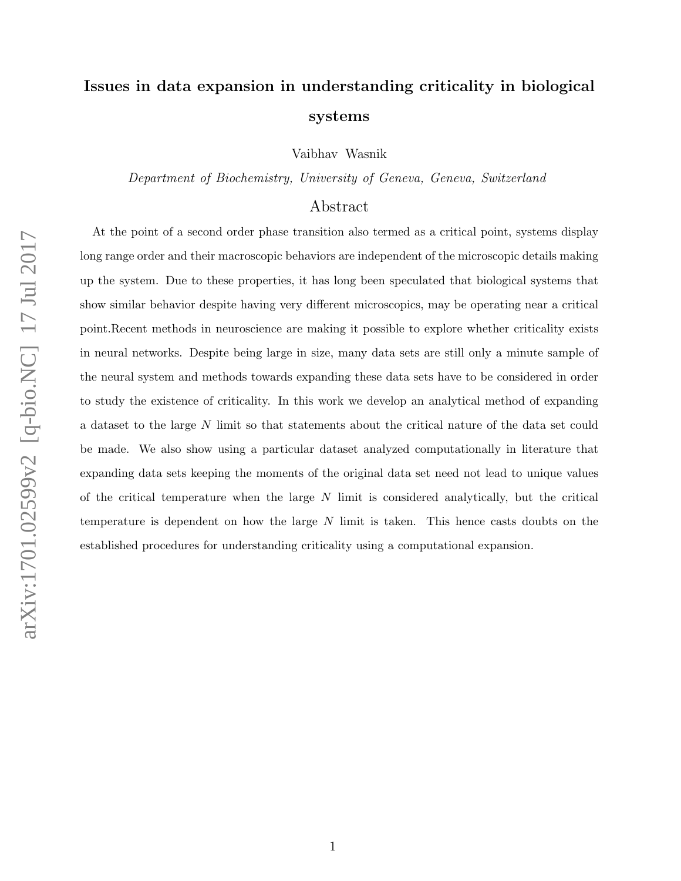# Issues in data expansion in understanding criticality in biological systems

Vaibhav Wasnik

*Department of Biochemistry, University of Geneva, Geneva, Switzerland*

## Abstract

At the point of a second order phase transition also termed as a critical point, systems display long range order and their macroscopic behaviors are independent of the microscopic details making up the system. Due to these properties, it has long been speculated that biological systems that show similar behavior despite having very different microscopics, may be operating near a critical point.Recent methods in neuroscience are making it possible to explore whether criticality exists in neural networks. Despite being large in size, many data sets are still only a minute sample of the neural system and methods towards expanding these data sets have to be considered in order to study the existence of criticality. In this work we develop an analytical method of expanding a dataset to the large $N$ limit so that statements about the critical nature of the data set could be made. We also show using a particular dataset analyzed computationally in literature that expanding data sets keeping the moments of the original data set need not lead to unique values of the critical temperature when the large $N$ limit is considered analytically, but the critical temperature is dependent on how the large $N$ limit is taken. This hence casts doubts on the established procedures for understanding criticality using a computational expansion.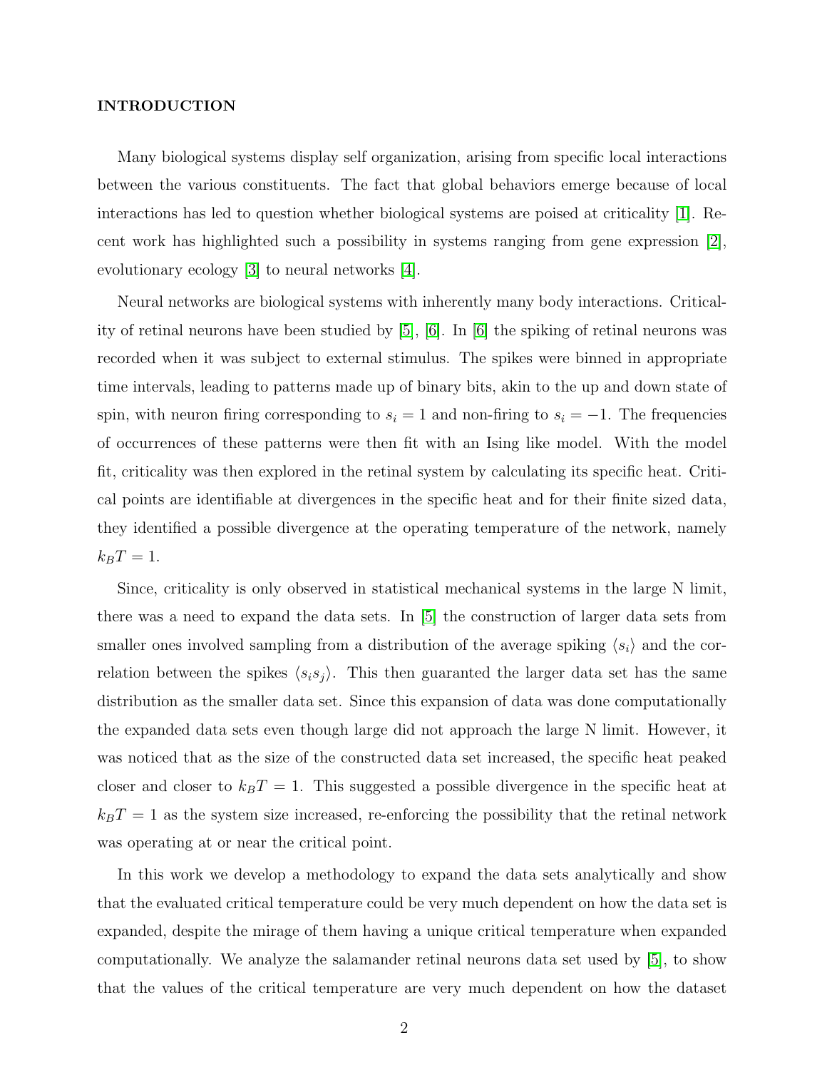## INTRODUCTION

Many biological systems display self organization, arising from specific local interactions between the various constituents. The fact that global behaviors emerge because of local interactions has led to question whether biological systems are poised at criticality [1]. Recent work has highlighted such a possibility in systems ranging from gene expression [2], evolutionary ecology [3] to neural networks [4].

Neural networks are biological systems with inherently many body interactions. Criticality of retinal neurons have been studied by [5], [6]. In [6] the spiking of retinal neurons was recorded when it was subject to external stimulus. The spikes were binned in appropriate time intervals, leading to patterns made up of binary bits, akin to the up and down state of spin, with neuron firing corresponding to $s_i = 1$ and non-firing to $s_i = -1$. The frequencies of occurrences of these patterns were then fit with an Ising like model. With the model fit, criticality was then explored in the retinal system by calculating its specific heat. Critical points are identifiable at divergences in the specific heat and for their finite sized data, they identified a possible divergence at the operating temperature of the network, namely $k_B T = 1$.

Since, criticality is only observed in statistical mechanical systems in the large N limit, there was a need to expand the data sets. In [5] the construction of larger data sets from smaller ones involved sampling from a distribution of the average spiking $\langle s_i \rangle$ and the correlation between the spikes $\langle s_i s_j \rangle$. This then guaranted the larger data set has the same distribution as the smaller data set. Since this expansion of data was done computationally the expanded data sets even though large did not approach the large N limit. However, it was noticed that as the size of the constructed data set increased, the specific heat peaked closer and closer to $k_B T = 1$. This suggested a possible divergence in the specific heat at $k_B T = 1$ as the system size increased, re-enforcing the possibility that the retinal network was operating at or near the critical point.

In this work we develop a methodology to expand the data sets analytically and show that the evaluated critical temperature could be very much dependent on how the data set is expanded, despite the mirage of them having a unique critical temperature when expanded computationally. We analyze the salamander retinal neurons data set used by [5], to show that the values of the critical temperature are very much dependent on how the dataset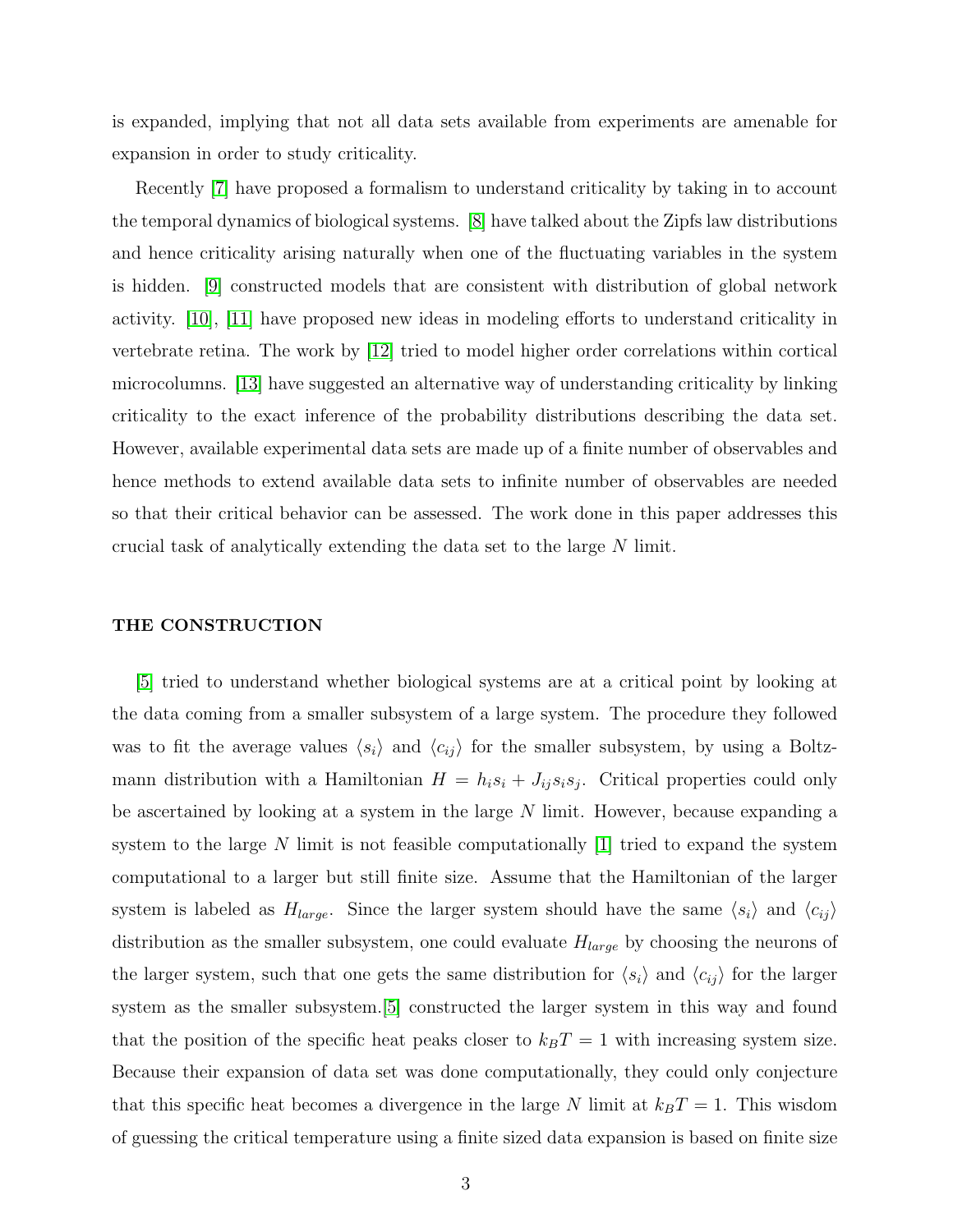is expanded, implying that not all data sets available from experiments are amenable for expansion in order to study criticality.

Recently [7] have proposed a formalism to understand criticality by taking in to account the temporal dynamics of biological systems. [8] have talked about the Zipfs law distributions and hence criticality arising naturally when one of the fluctuating variables in the system is hidden. [9] constructed models that are consistent with distribution of global network activity. [10], [11] have proposed new ideas in modeling efforts to understand criticality in vertebrate retina. The work by [12] tried to model higher order correlations within cortical microcolumns. [13] have suggested an alternative way of understanding criticality by linking criticality to the exact inference of the probability distributions describing the data set. However, available experimental data sets are made up of a finite number of observables and hence methods to extend available data sets to infinite number of observables are needed so that their critical behavior can be assessed. The work done in this paper addresses this crucial task of analytically extending the data set to the large $N$ limit.

## THE CONSTRUCTION

[5] tried to understand whether biological systems are at a critical point by looking at the data coming from a smaller subsystem of a large system. The procedure they followed was to fit the average values $\langle s_i \rangle$ and $\langle c_{ij} \rangle$ for the smaller subsystem, by using a Boltzmann distribution with a Hamiltonian $H = h_i s_i + J_{ij} s_i s_j$. Critical properties could only be ascertained by looking at a system in the large $N$ limit. However, because expanding a system to the large $N$ limit is not feasible computationally [1] tried to expand the system computational to a larger but still finite size. Assume that the Hamiltonian of the larger system is labeled as $H_{large}$. Since the larger system should have the same $\langle s_i \rangle$ and $\langle c_{ij} \rangle$ distribution as the smaller subsystem, one could evaluate $H_{large}$ by choosing the neurons of the larger system, such that one gets the same distribution for $\langle s_i \rangle$ and $\langle c_{ij} \rangle$ for the larger system as the smaller subsystem.[5] constructed the larger system in this way and found that the position of the specific heat peaks closer to $k_B T = 1$ with increasing system size. Because their expansion of data set was done computationally, they could only conjecture that this specific heat becomes a divergence in the large $N$ limit at $k_B T = 1$. This wisdom of guessing the critical temperature using a finite sized data expansion is based on finite size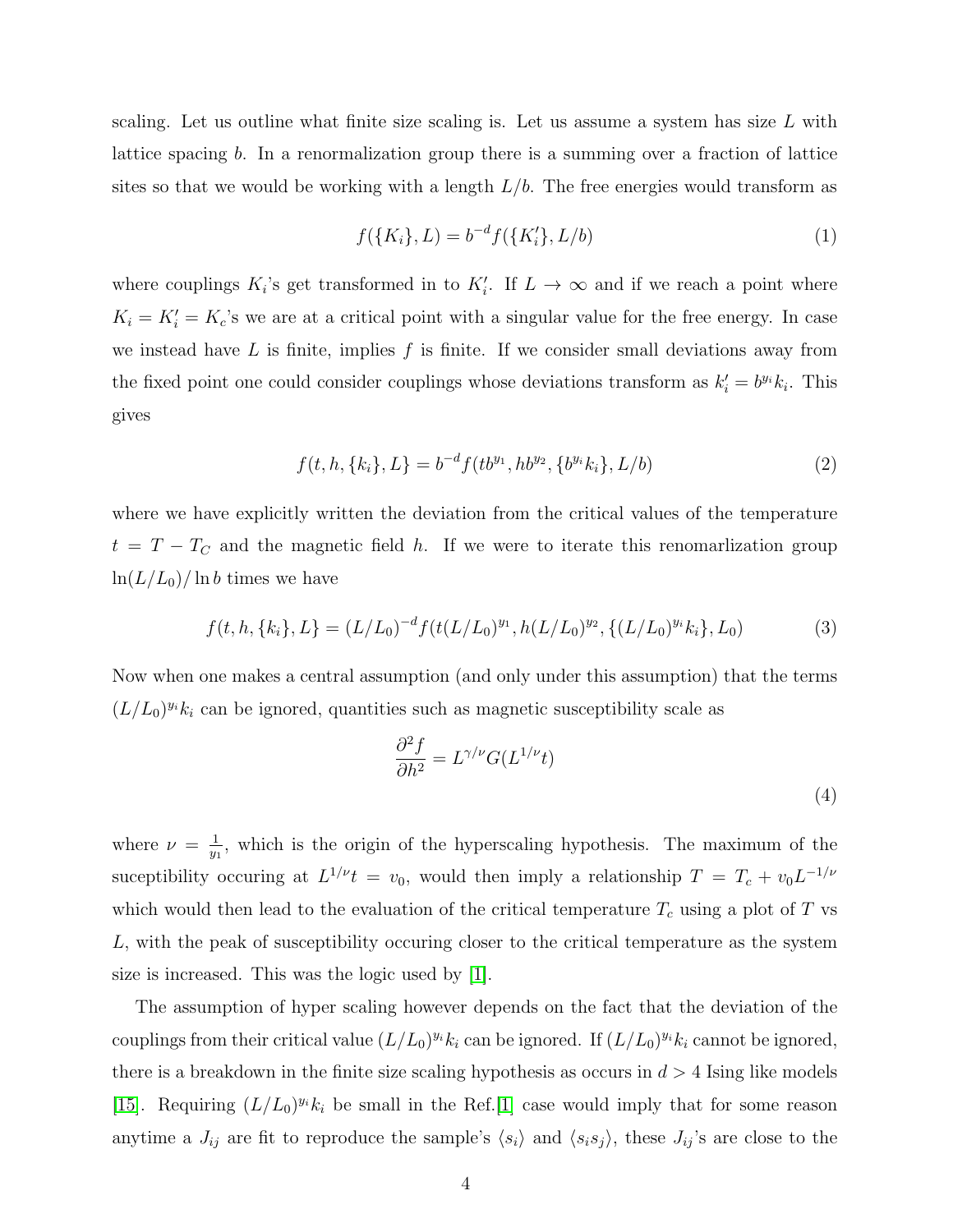scaling. Let us outline what finite size scaling is. Let us assume a system has size $L$ with lattice spacing $b$. In a renormalization group there is a summing over a fraction of lattice sites so that we would be working with a length $L/b$. The free energies would transform as

$$f(\{K_i\}, L) = b^{-d} f(\{K_i'\}, L/b) \tag{1}$$

where couplings $K_i$'s get transformed in to $K_i'$. If $L \to \infty$ and if we reach a point where $K_i = K_i' = K_c$'s we are at a critical point with a singular value for the free energy. In case we instead have $L$ is finite, implies $f$ is finite. If we consider small deviations away from the fixed point one could consider couplings whose deviations transform as $k_i' = b^{y_i} k_i$. This gives

$$f(t, h, \{k_i\}, L) = b^{-d} f(tb^{y_1}, hb^{y_2}, \{b^{y_i} k_i\}, L/b) \tag{2}$$

where we have explicitly written the deviation from the critical values of the temperature $t = T - T_C$ and the magnetic field $h$. If we were to iterate this renomarlization group $\ln(L/L_0)/\ln b$ times we have

$$f(t, h, \{k_i\}, L) = (L/L_0)^{-d} f(t(L/L_0)^{y_1}, h(L/L_0)^{y_2}, \{(L/L_0)^{y_i} k_i\}, L_0) \tag{3}$$

Now when one makes a central assumption (and only under this assumption) that the terms $(L/L_0)^{y_i} k_i$ can be ignored, quantities such as magnetic susceptibility scale as

$$\frac{\partial^2 f}{\partial h^2} = L^{\gamma/\nu} G(L^{1/\nu} t) \tag{4}$$

where $\nu = \frac{1}{y_1}$, which is the origin of the hyperscaling hypothesis. The maximum of the suceptibility occuring at $L^{1/\nu} t = v_0$, would then imply a relationship $T = T_c + v_0 L^{-1/\nu}$ which would then lead to the evaluation of the critical temperature $T_c$ using a plot of $T$ vs $L$, with the peak of susceptibility occuring closer to the critical temperature as the system size is increased. This was the logic used by [1].

The assumption of hyper scaling however depends on the fact that the deviation of the couplings from their critical value $(L/L_0)^{y_i} k_i$ can be ignored. If $(L/L_0)^{y_i} k_i$ cannot be ignored, there is a breakdown in the finite size scaling hypothesis as occurs in $d > 4$ Ising like models [15]. Requiring $(L/L_0)^{y_i} k_i$ be small in the Ref.[1] case would imply that for some reason anytime a $J_{ij}$ are fit to reproduce the sample's $\langle s_i \rangle$ and $\langle s_i s_j \rangle$, these $J_{ij}$'s are close to the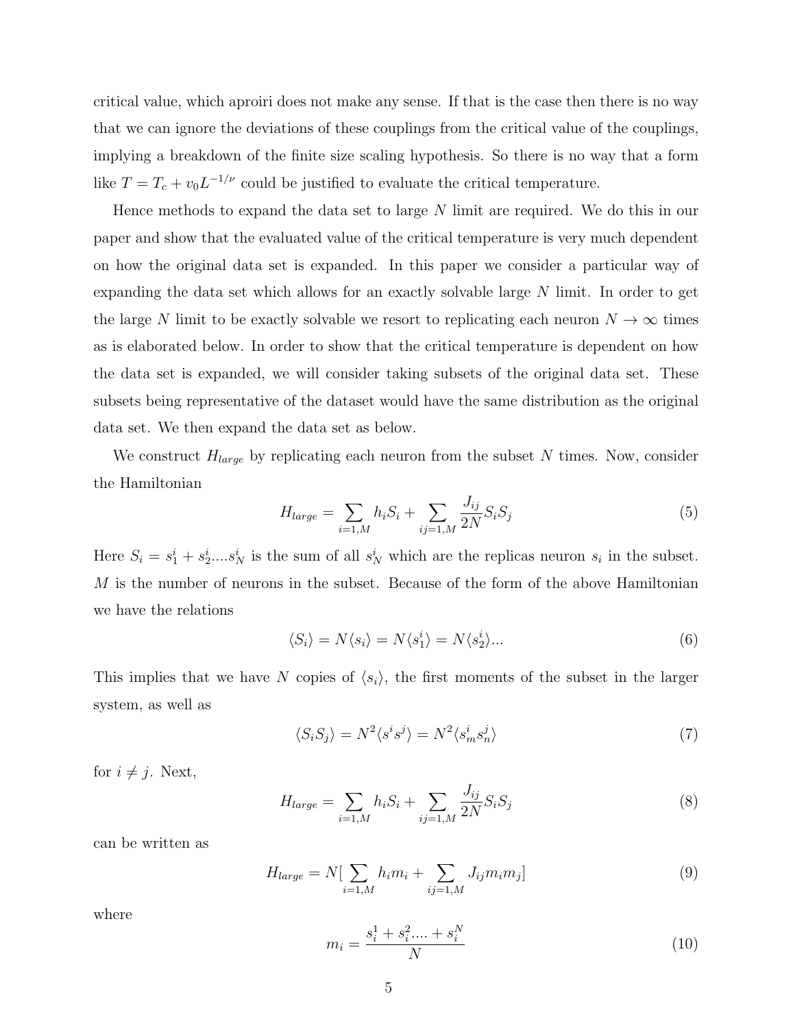critical value, which aproiri does not make any sense. If that is the case then there is no way that we can ignore the deviations of these couplings from the critical value of the couplings, implying a breakdown of the finite size scaling hypothesis. So there is no way that a form like $T = T_c + v_0 L^{-1/\nu}$ could be justified to evaluate the critical temperature.

Hence methods to expand the data set to large $N$ limit are required. We do this in our paper and show that the evaluated value of the critical temperature is very much dependent on how the original data set is expanded. In this paper we consider a particular way of expanding the data set which allows for an exactly solvable large $N$ limit. In order to get the large $N$ limit to be exactly solvable we resort to replicating each neuron $N \to \infty$ times as is elaborated below. In order to show that the critical temperature is dependent on how the data set is expanded, we will consider taking subsets of the original data set. These subsets being representative of the dataset would have the same distribution as the original data set. We then expand the data set as below.

We construct $H_{large}$ by replicating each neuron from the subset $N$ times. Now, consider the Hamiltonian

$$H_{large} = \sum_{i=1,M} h_i S_i + \sum_{ij=1,M} \frac{J_{ij}}{2N} S_i S_j \tag{5}$$

Here $S_i = s_1^i + s_2^i....s_N^i$ is the sum of all $s_N^i$ which are the replicas neuron $s_i$ in the subset. $M$ is the number of neurons in the subset. Because of the form of the above Hamiltonian we have the relations

$$\langle S_i \rangle = N \langle s_i \rangle = N \langle s_1^i \rangle = N \langle s_2^i \rangle ... \tag{6}$$

This implies that we have $N$ copies of $\langle s_i \rangle$, the first moments of the subset in the larger system, as well as

$$\langle S_i S_j \rangle = N^2 \langle s^i s^j \rangle = N^2 \langle s_m^i s_n^j \rangle \tag{7}$$

for $i \neq j$. Next,

$$H_{large} = \sum_{i=1,M} h_i S_i + \sum_{ij=1,M} \frac{J_{ij}}{2N} S_i S_j \tag{8}$$

can be written as

$$H_{large} = N[\sum_{i=1,M} h_i m_i + \sum_{ij=1,M} J_{ij} m_i m_j] \tag{9}$$

where

$$m_i = \frac{s_i^1 + s_i^2.... + s_i^N}{N} \tag{10}$$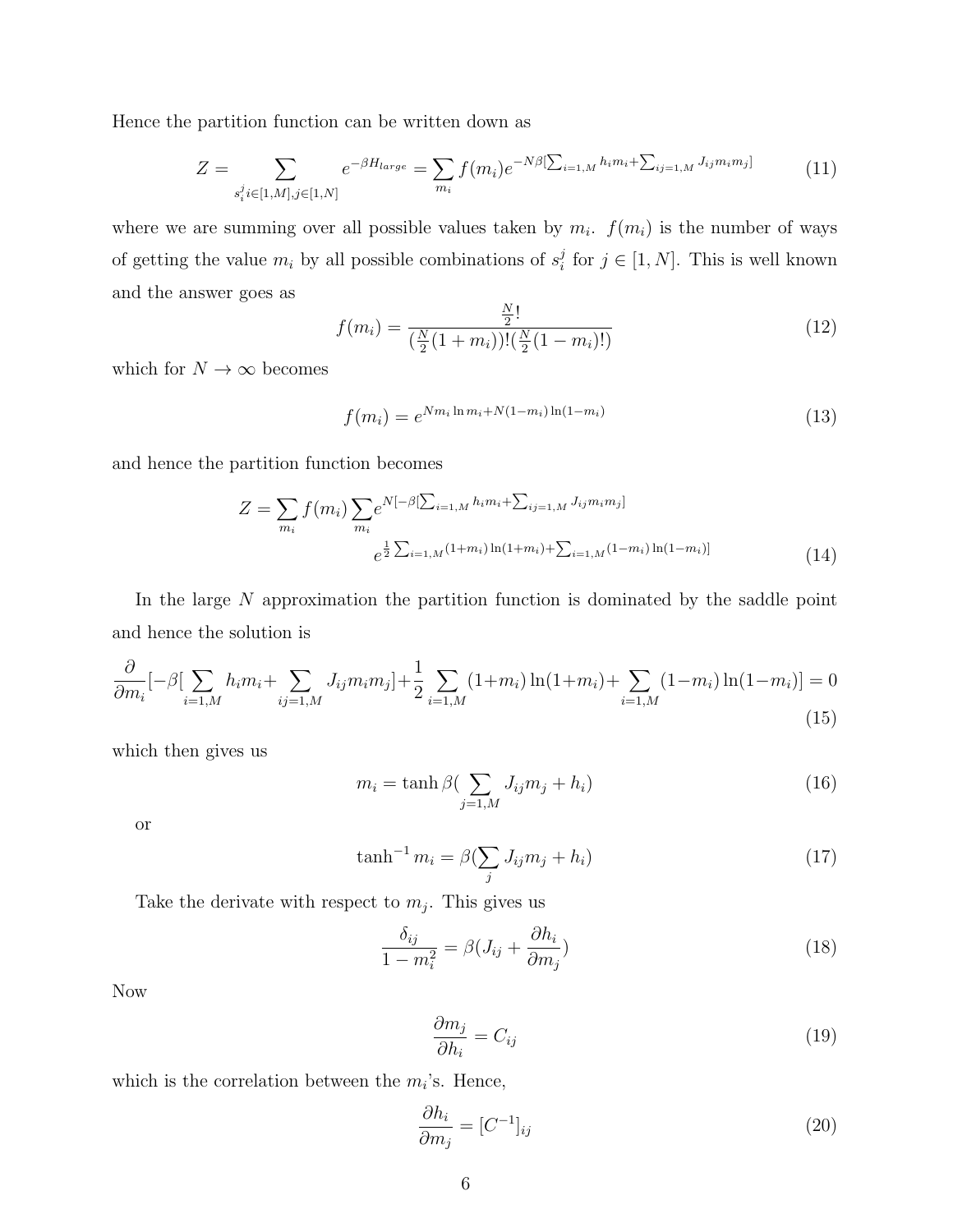Hence the partition function can be written down as

$$Z = \sum_{s_i^j i \in [1,M], j \in [1,N]} e^{-\beta H_{large}} = \sum_{m_i} f(m_i) e^{-N\beta[\sum_{i=1,M} h_i m_i + \sum_{ij=1,M} J_{ij} m_i m_j]} \tag{11}$$

where we are summing over all possible values taken by $m_i$. $f(m_i)$ is the number of ways of getting the value $m_i$ by all possible combinations of $s_i^j$ for $j \in [1,N]$. This is well known and the answer goes as

$$f(m_i) = \frac{\frac{N}{2}!}{(\frac{N}{2}(1+m_i))!(\frac{N}{2}(1-m_i)!)} \tag{12}$$

which for $N \to \infty$ becomes

$$f(m_i) = e^{N m_i \ln m_i + N(1-m_i)\ln(1-m_i)} \tag{13}$$

and hence the partition function becomes

$$Z = \sum_{m_i} f(m_i) \sum_{m_i} e^{N[-\beta[\sum_{i=1,M} h_i m_i + \sum_{ij=1,M} J_{ij} m_i m_j]} \\ e^{\frac{1}{2}\sum_{i=1,M}(1+m_i)\ln(1+m_i) + \sum_{i=1,M}(1-m_i)\ln(1-m_i)]} \tag{14}$$

In the large $N$ approximation the partition function is dominated by the saddle point and hence the solution is

$$\frac{\partial}{\partial m_i}[-\beta[\sum_{i=1,M} h_i m_i + \sum_{ij=1,M} J_{ij} m_i m_j] + \frac{1}{2}\sum_{i=1,M}(1+m_i)\ln(1+m_i) + \sum_{i=1,M}(1-m_i)\ln(1-m_i)] = 0 \tag{15}$$

which then gives us

$$m_i = \tanh \beta(\sum_{j=1,M} J_{ij} m_j + h_i) \tag{16}$$

or

$$\tanh^{-1} m_i = \beta(\sum_j J_{ij} m_j + h_i) \tag{17}$$

Take the derivate with respect to $m_j$. This gives us

$$\frac{\delta_{ij}}{1-m_i^2} = \beta(J_{ij} + \frac{\partial h_i}{\partial m_j}) \tag{18}$$

Now

$$\frac{\partial m_j}{\partial h_i} = C_{ij} \tag{19}$$

which is the correlation between the $m_i$'s. Hence,

$$\frac{\partial h_i}{\partial m_j} = [C^{-1}]_{ij} \tag{20}$$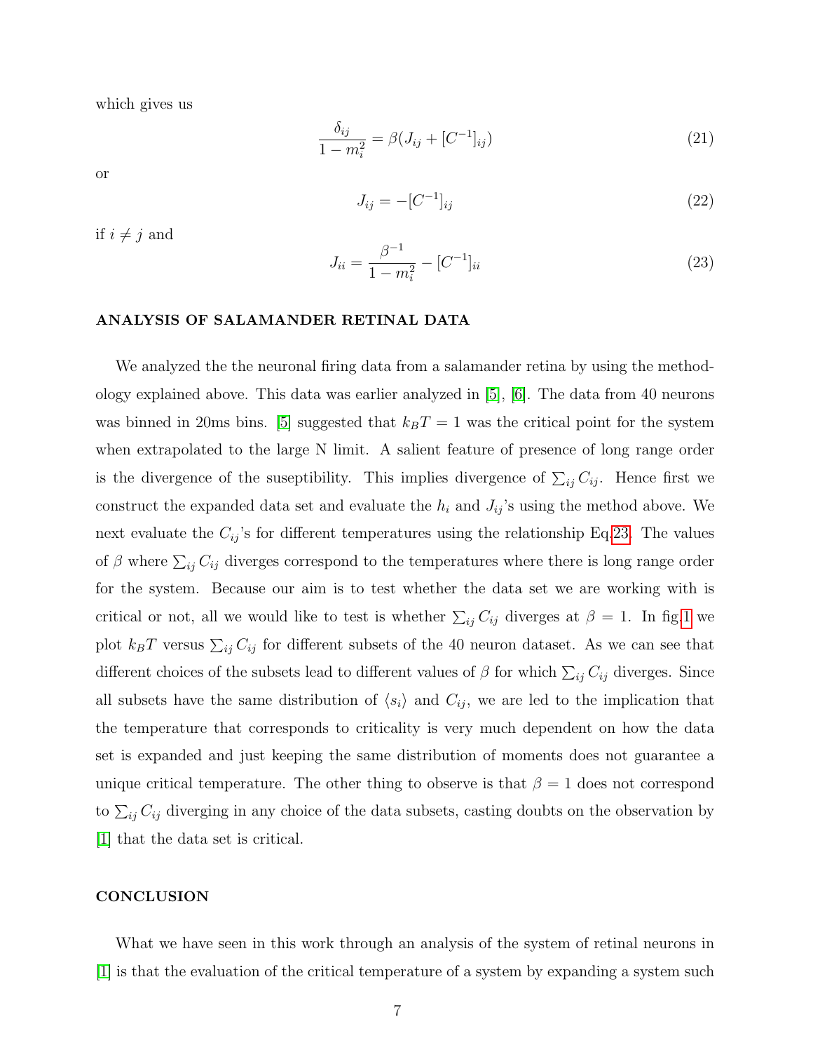which gives us

$$\frac{\delta_{ij}}{1 - m_i^2} = \beta(J_{ij} + [C^{-1}]_{ij}) \tag{21}$$

or

$$J_{ij} = -[C^{-1}]_{ij} \tag{22}$$

if $i \neq j$ and

$$J_{ii} = \frac{\beta^{-1}}{1 - m_i^2} - [C^{-1}]_{ii} \tag{23}$$

## ANALYSIS OF SALAMANDER RETINAL DATA

We analyzed the the neuronal firing data from a salamander retina by using the methodology explained above. This data was earlier analyzed in [5], [6]. The data from 40 neurons was binned in 20ms bins. [5] suggested that $k_B T = 1$ was the critical point for the system when extrapolated to the large N limit. A salient feature of presence of long range order is the divergence of the suseptibility. This implies divergence of $\sum_{ij} C_{ij}$. Hence first we construct the expanded data set and evaluate the $h_i$ and $J_{ij}$'s using the method above. We next evaluate the $C_{ij}$'s for different temperatures using the relationship Eq.23. The values of $\beta$ where $\sum_{ij} C_{ij}$ diverges correspond to the temperatures where there is long range order for the system. Because our aim is to test whether the data set we are working with is critical or not, all we would like to test is whether $\sum_{ij} C_{ij}$ diverges at $\beta = 1$. In fig.1 we plot $k_B T$ versus $\sum_{ij} C_{ij}$ for different subsets of the 40 neuron dataset. As we can see that different choices of the subsets lead to different values of $\beta$ for which $\sum_{ij} C_{ij}$ diverges. Since all subsets have the same distribution of $\langle s_i \rangle$ and $C_{ij}$, we are led to the implication that the temperature that corresponds to criticality is very much dependent on how the data set is expanded and just keeping the same distribution of moments does not guarantee a unique critical temperature. The other thing to observe is that $\beta = 1$ does not correspond to $\sum_{ij} C_{ij}$ diverging in any choice of the data subsets, casting doubts on the observation by [1] that the data set is critical.

## CONCLUSION

What we have seen in this work through an analysis of the system of retinal neurons in [1] is that the evaluation of the critical temperature of a system by expanding a system such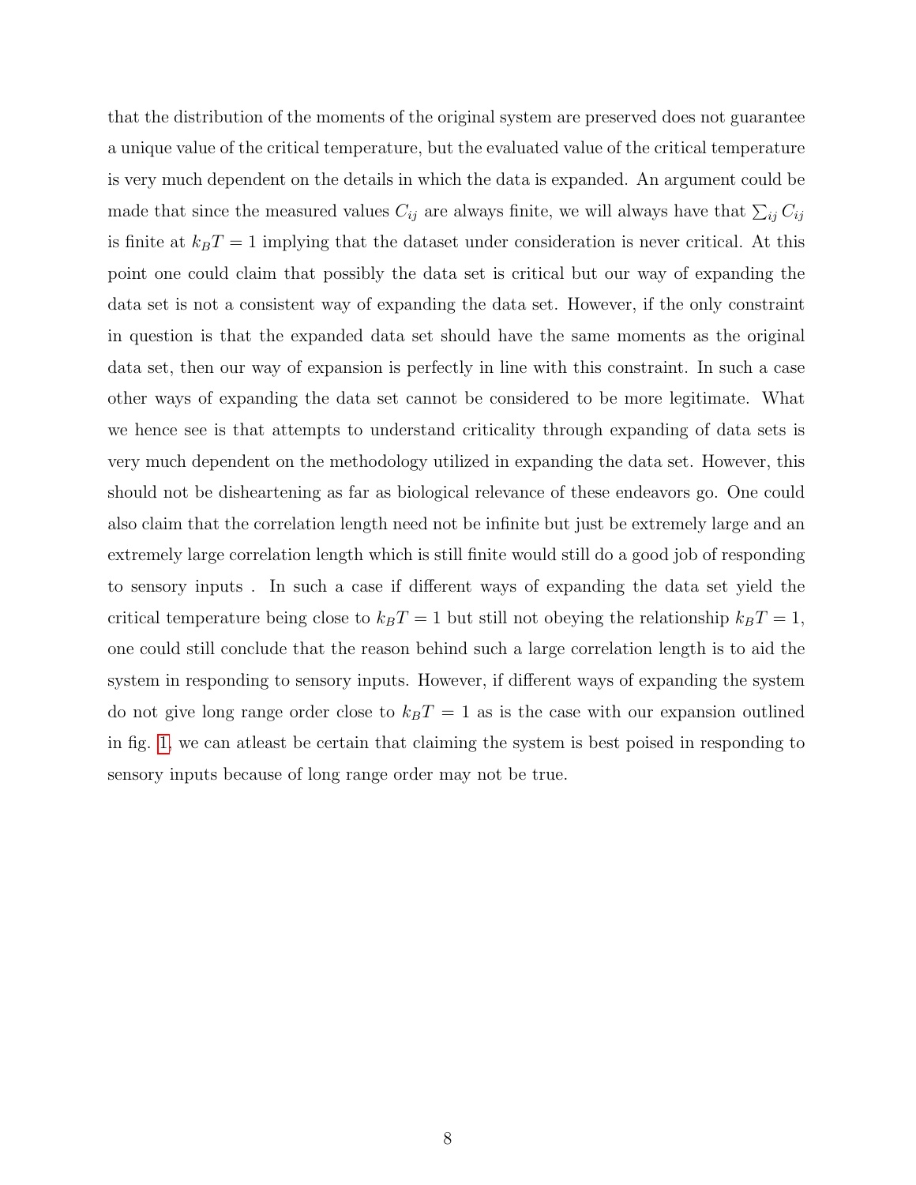that the distribution of the moments of the original system are preserved does not guarantee a unique value of the critical temperature, but the evaluated value of the critical temperature is very much dependent on the details in which the data is expanded. An argument could be made that since the measured values $C_{ij}$ are always finite, we will always have that $\sum_{ij} C_{ij}$ is finite at $k_B T = 1$ implying that the dataset under consideration is never critical. At this point one could claim that possibly the data set is critical but our way of expanding the data set is not a consistent way of expanding the data set. However, if the only constraint in question is that the expanded data set should have the same moments as the original data set, then our way of expansion is perfectly in line with this constraint. In such a case other ways of expanding the data set cannot be considered to be more legitimate. What we hence see is that attempts to understand criticality through expanding of data sets is very much dependent on the methodology utilized in expanding the data set. However, this should not be disheartening as far as biological relevance of these endeavors go. One could also claim that the correlation length need not be infinite but just be extremely large and an extremely large correlation length which is still finite would still do a good job of responding to sensory inputs . In such a case if different ways of expanding the data set yield the critical temperature being close to $k_B T = 1$ but still not obeying the relationship $k_B T = 1$, one could still conclude that the reason behind such a large correlation length is to aid the system in responding to sensory inputs. However, if different ways of expanding the system do not give long range order close to $k_B T = 1$ as is the case with our expansion outlined in fig. 1, we can atleast be certain that claiming the system is best poised in responding to sensory inputs because of long range order may not be true.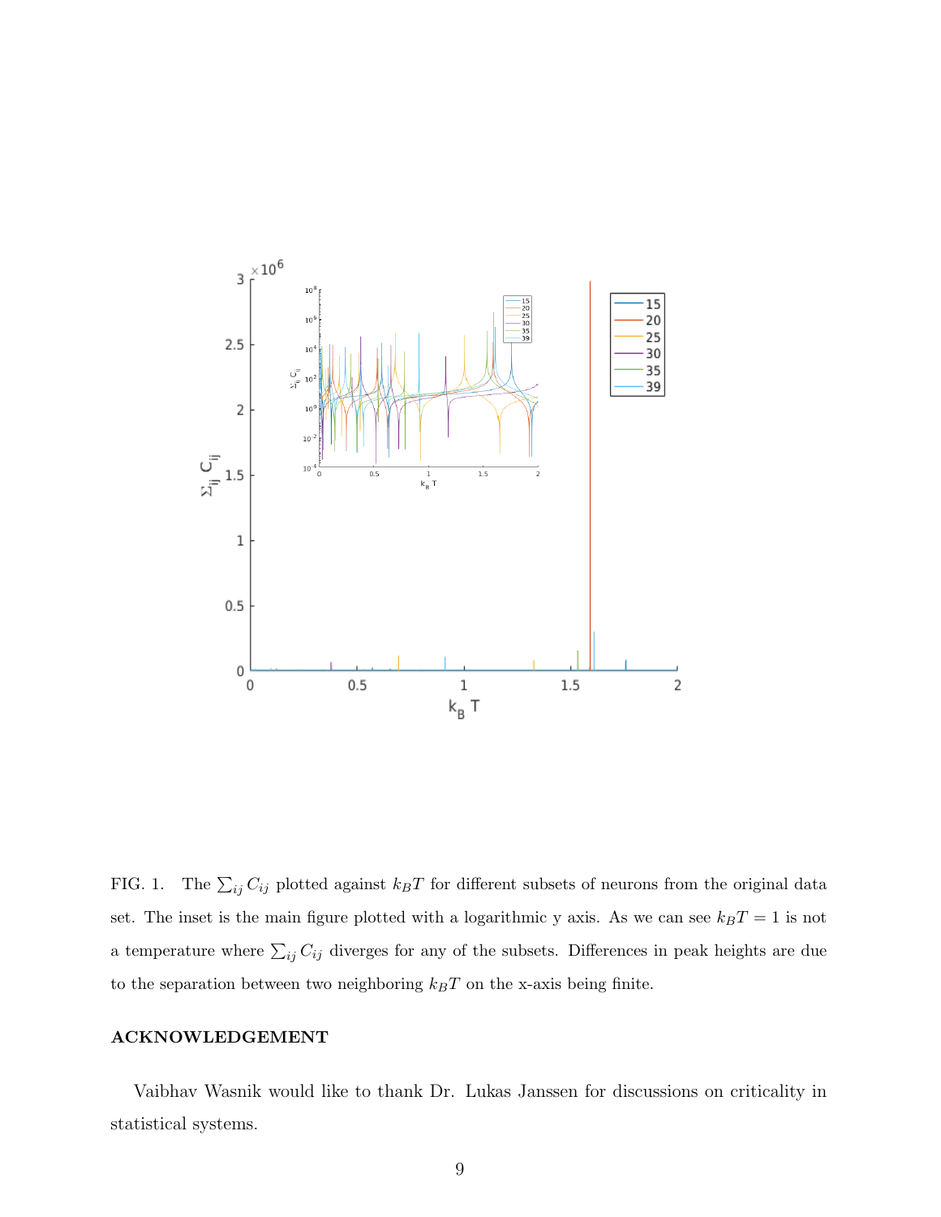FIG. 1. The $\sum_{ij} C_{ij}$ plotted against $k_B T$ for different subsets of neurons from the original data set. The inset is the main figure plotted with a logarithmic y axis. As we can see $k_B T = 1$ is not a temperature where $\sum_{ij} C_{ij}$ diverges for any of the subsets. Differences in peak heights are due to the separation between two neighboring $k_B T$ on the x-axis being finite.

## ACKNOWLEDGEMENT

Vaibhav Wasnik would like to thank Dr. Lukas Janssen for discussions on criticality in statistical systems.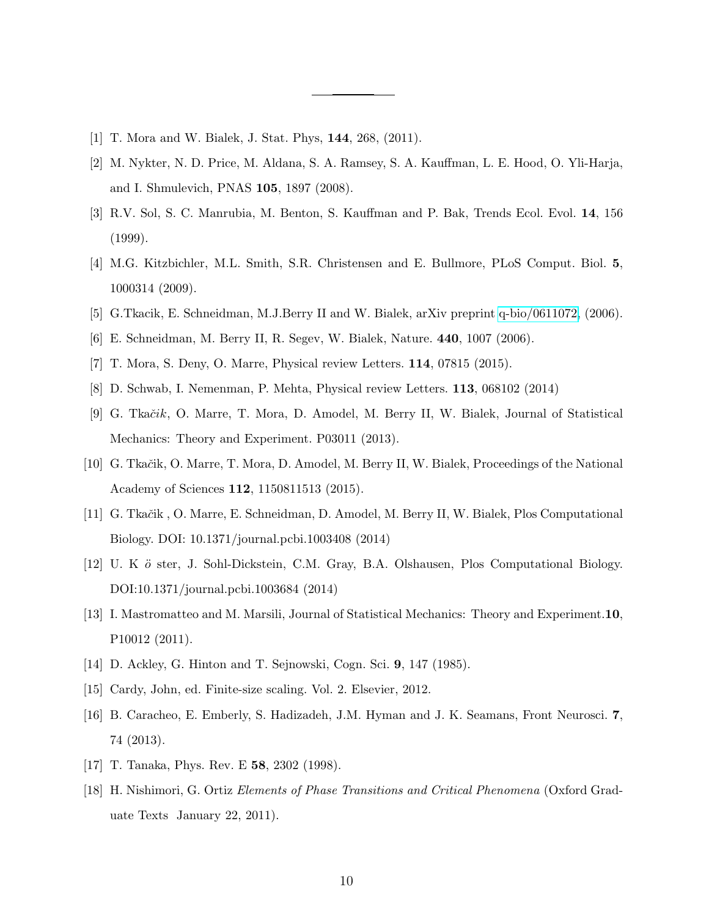[1] T. Mora and W. Bialek, J. Stat. Phys, **144**, 268, (2011).

[2] M. Nykter, N. D. Price, M. Aldana, S. A. Ramsey, S. A. Kauffman, L. E. Hood, O. Yli-Harja, and I. Shmulevich, PNAS **105**, 1897 (2008).

[3] R.V. Sol, S. C. Manrubia, M. Benton, S. Kauffman and P. Bak, Trends Ecol. Evol. **14**, 156 (1999).

[4] M.G. Kitzbichler, M.L. Smith, S.R. Christensen and E. Bullmore, PLoS Comput. Biol. **5**, 1000314 (2009).

[5] G.Tkacik, E. Schneidman, M.J.Berry II and W. Bialek, arXiv preprint q-bio/0611072, (2006).

[6] E. Schneidman, M. Berry II, R. Segev, W. Bialek, Nature. **440**, 1007 (2006).

[7] T. Mora, S. Deny, O. Marre, Physical review Letters. **114**, 07815 (2015).

[8] D. Schwab, I. Nemenman, P. Mehta, Physical review Letters. **113**, 068102 (2014)

[9] G. Tka*čik*, O. Marre, T. Mora, D. Amodel, M. Berry II, W. Bialek, Journal of Statistical Mechanics: Theory and Experiment. P03011 (2013).

[10] G. Tkačik, O. Marre, T. Mora, D. Amodel, M. Berry II, W. Bialek, Proceedings of the National Academy of Sciences **112**, 1150811513 (2015).

[11] G. Tkačik , O. Marre, E. Schneidman, D. Amodel, M. Berry II, W. Bialek, Plos Computational Biology. DOI: 10.1371/journal.pcbi.1003408 (2014)

[12] U. K *ö* ster, J. Sohl-Dickstein, C.M. Gray, B.A. Olshausen, Plos Computational Biology. DOI:10.1371/journal.pcbi.1003684 (2014)

[13] I. Mastromatteo and M. Marsili, Journal of Statistical Mechanics: Theory and Experiment.**10**, P10012 (2011).

[14] D. Ackley, G. Hinton and T. Sejnowski, Cogn. Sci. **9**, 147 (1985).

[15] Cardy, John, ed. Finite-size scaling. Vol. 2. Elsevier, 2012.

[16] B. Caracheo, E. Emberly, S. Hadizadeh, J.M. Hyman and J. K. Seamans, Front Neurosci. **7**, 74 (2013).

[17] T. Tanaka, Phys. Rev. E **58**, 2302 (1998).

[18] H. Nishimori, G. Ortiz *Elements of Phase Transitions and Critical Phenomena* (Oxford Graduate Texts January 22, 2011).